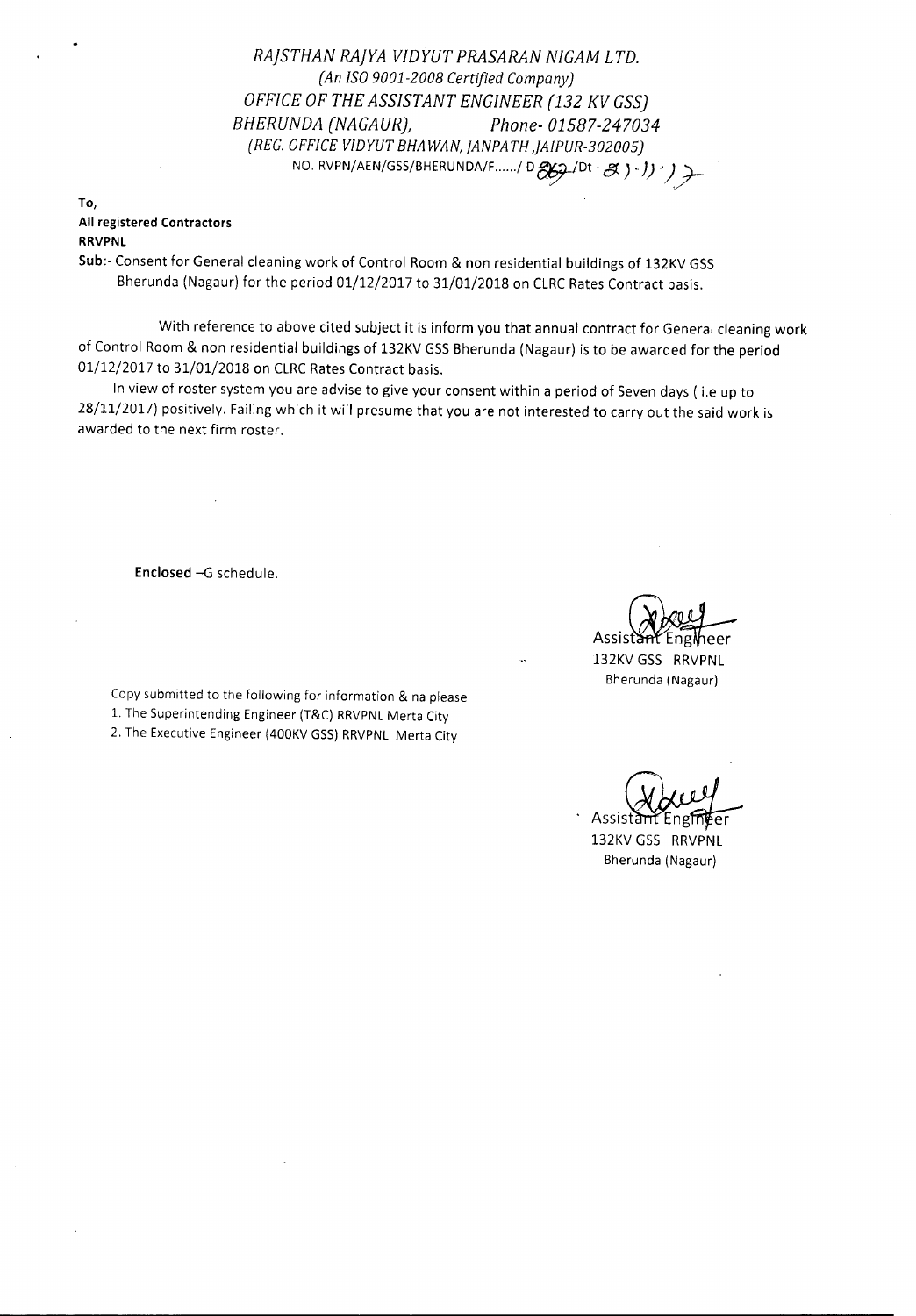*RAJSTHAN RAJYA VIDYUT PRASARAN NIGAM LTD.*
*(An ISO 9001-2008 Certified Company)*
*OFFICE OF THE ASSISTANT ENGINEER (132 KV GSS)*
*BHERUNDA (NAGAUR), Phone- 01587-247034*
*(REG. OFFICE VIDYUT BHAWAN, JANPATH ,JAIPUR-302005)*
NO. RVPN/AEN/GSS/BHERUNDA/F....../ D 369 /Dt - 21.11.17

**To,**
**All registered Contractors**
**RRVPNL**

**Sub**:- Consent for General cleaning work of Control Room & non residential buildings of 132KV GSS Bherunda (Nagaur) for the period 01/12/2017 to 31/01/2018 on CLRC Rates Contract basis.

With reference to above cited subject it is inform you that annual contract for General cleaning work of Control Room & non residential buildings of 132KV GSS Bherunda (Nagaur) is to be awarded for the period 01/12/2017 to 31/01/2018 on CLRC Rates Contract basis.

In view of roster system you are advise to give your consent within a period of Seven days ( i.e up to 28/11/2017) positively. Failing which it will presume that you are not interested to carry out the said work is awarded to the next firm roster.

**Enclosed** –G schedule.

Assistant Engineer
132KV GSS RRVPNL
Bherunda (Nagaur)

Copy submitted to the following for information & na please
1. The Superintending Engineer (T&C) RRVPNL Merta City
2. The Executive Engineer (400KV GSS) RRVPNL Merta City

Assistant Engineer
132KV GSS RRVPNL
Bherunda (Nagaur)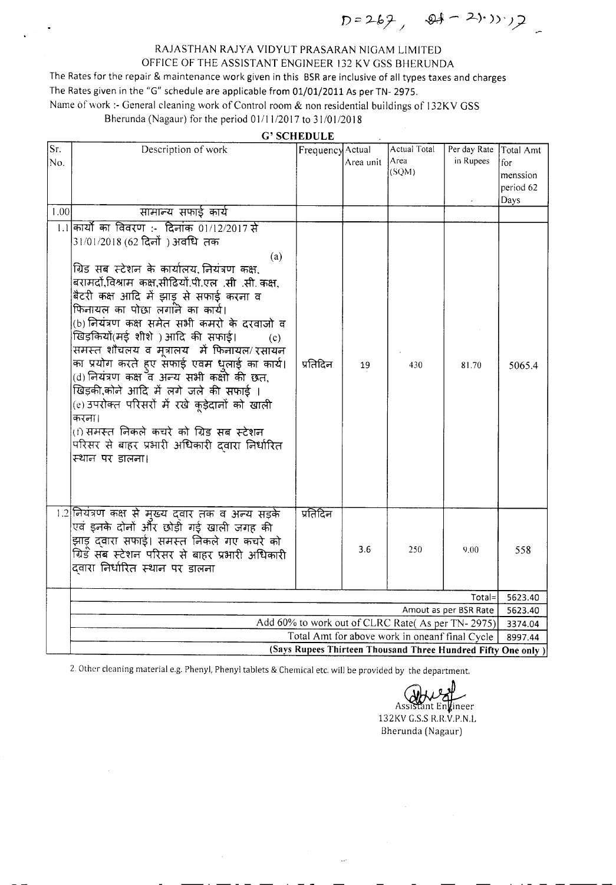D=267, 04 - 21.11.17

RAJASTHAN RAJYA VIDYUT PRASARAN NIGAM LIMITED
OFFICE OF THE ASSISTANT ENGINEER 132 KV GSS BHERUNDA

The Rates for the repair & maintenance work given in this BSR are inclusive of all types taxes and charges

The Rates given in the "G" schedule are applicable from 01/01/2011 As per TN- 2975.

Name of work :- General cleaning work of Control room & non residential buildings of 132KV GSS Bherunda (Nagaur) for the period 01/11/2017 to 31/01/2018

## G' SCHEDULE

| Sr. No. | Description of work | Frequency | Actual Area unit | Actual Total Area (SQM) | Per day Rate in Rupees | Total Amt for menssion period 62 Days |
|---|---|---|---|---|---|---|
| 1.00 | सामान्य सफाई कार्य | | | | | |
| 1.1 | कार्यो का विवरण :- दिनांक 01/12/2017 से 31/01/2018 (62 दिनों ) अवधि तक (a) ग्रिड सब स्टेशन के कार्यालय, नियंत्रण कक्ष, बरामदों,विश्राम कक्ष,सीढियों,पी.एल .सी .सी. कक्ष, बैटरी कक्ष आदि में झाड़ु से सफाई करना व फिनायल का पोछा लगाने का कार्य। (b) नियंत्रण कक्ष समेत सभी कमरो के दरवाजो व खिड़कियों(मई शीशे ) आदि की सफाई। (c) समस्त शौचलय व मूत्रालय में फिनायल/ रसायन का प्रयोग करते हुए सफाई एवम धुलाई का कार्य। (d) नियंत्रण कक्ष व अन्य सभी कक्षो की छत, खिड़की,कोने आदि में लगे जले की सफाई । (e) उपरोक्त परिसरों में रखे कूड़ेदानों को खाली करना। (f) समस्त निकले कचरे को ग्रिड सब स्टेशन परिसर से बाहर प्रभारी अधिकारी दवारा निर्धारित स्थान पर डालना। | प्रतिदिन | 19 | 430 | 81.70 | 5065.4 |
| 1.2 | नियंत्रण कक्ष से मुख्य द्वार तक व अन्य सड़के एवं इनके दोनों ओर छोड़ी गई खाली जगह की झाड़ु द्वारा सफाई। समस्त निकले गए कचरे को ग्रिड सब स्टेशन परिसर से बाहर प्रभारी अधिकारी द्वारा निर्धारित स्थान पर डालना | प्रतिदिन | 3.6 | 250 | 9.00 | 558 |
| | | | | | Total= | 5623.40 |
| | | | | | Amout as per BSR Rate | 5623.40 |
| | Add 60% to work out of CLRC Rate( As per TN- 2975) | | | | | 3374.04 |
| | Total Amt for above work in oneanf final Cycle | | | | | 8997.44 |
| | (Says Rupees Thirteen Thousand Three Hundred Fifty One only ) | | | | | |

2. Other cleaning material e.g. Phenyl, Phenyl tablets & Chemical etc. will be provided by the department.

Assistant Engineer
132KV G.S.S R.R.V.P.N.L
Bherunda (Nagaur)